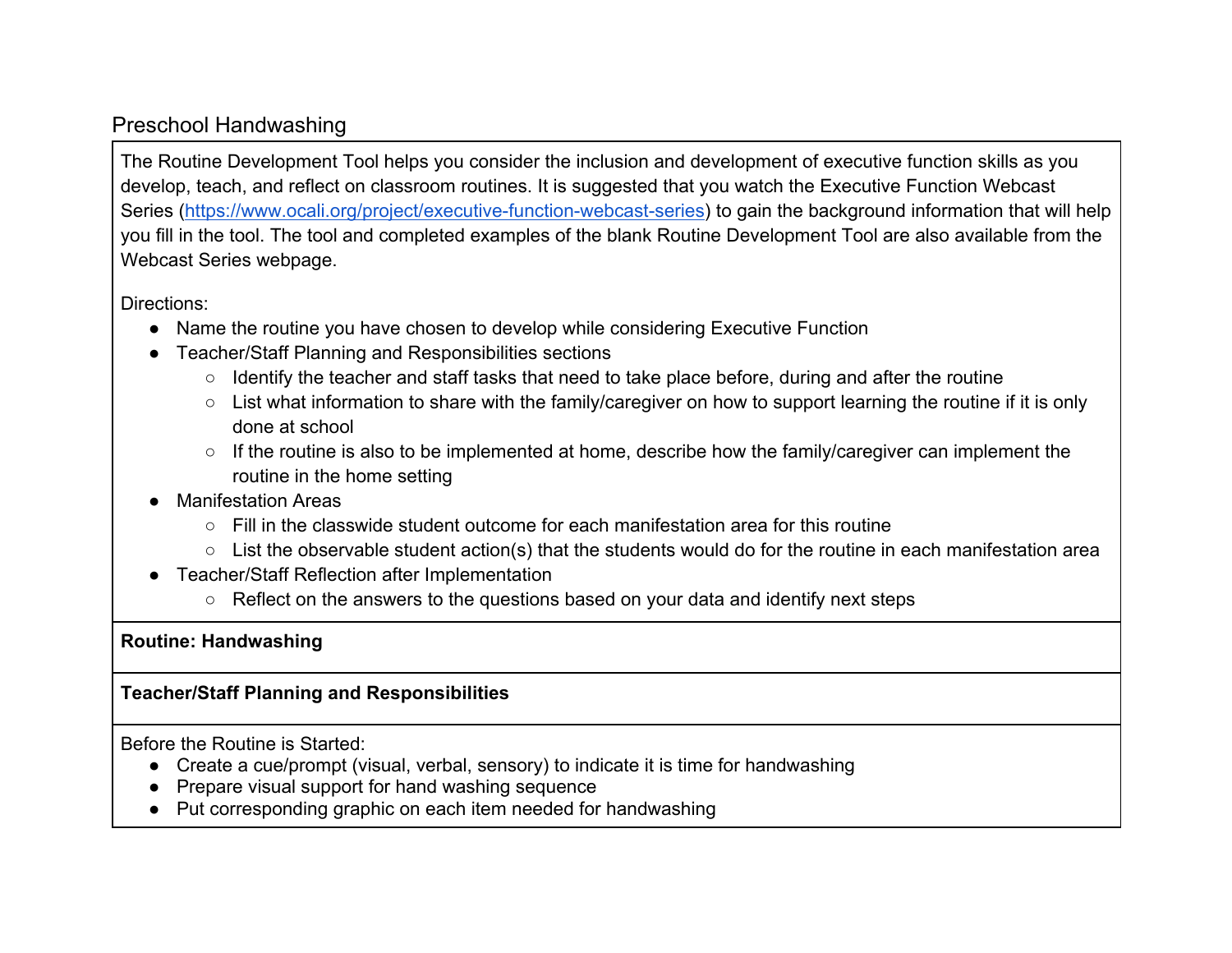# Preschool Handwashing

The Routine Development Tool helps you consider the inclusion and development of executive function skills as you develop, teach, and reflect on classroom routines. It is suggested that you watch the Executive Function Webcast Series (https://www.ocali.org/project/executive-function-webcast-series) to gain the background information that will help you fill in the tool. The tool and completed examples of the blank Routine Development Tool are also available from the Webcast Series webpage.

Directions:

- Name the routine you have chosen to develop while considering Executive Function
- Teacher/Staff Planning and Responsibilities sections
  - Identify the teacher and staff tasks that need to take place before, during and after the routine
  - List what information to share with the family/caregiver on how to support learning the routine if it is only done at school
  - If the routine is also to be implemented at home, describe how the family/caregiver can implement the routine in the home setting
- Manifestation Areas
  - Fill in the classwide student outcome for each manifestation area for this routine
  - List the observable student action(s) that the students would do for the routine in each manifestation area
- Teacher/Staff Reflection after Implementation
  - Reflect on the answers to the questions based on your data and identify next steps

**Routine: Handwashing**

**Teacher/Staff Planning and Responsibilities**

Before the Routine is Started:

- Create a cue/prompt (visual, verbal, sensory) to indicate it is time for handwashing
- Prepare visual support for hand washing sequence
- Put corresponding graphic on each item needed for handwashing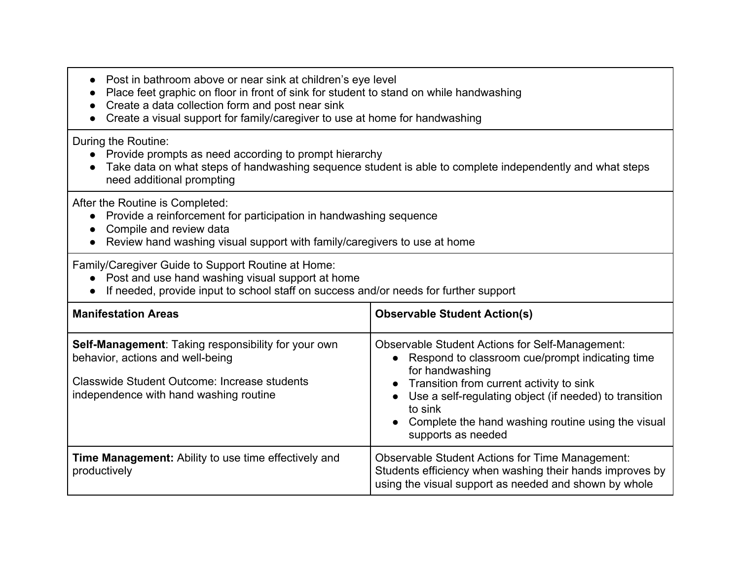- Post in bathroom above or near sink at children's eye level
- Place feet graphic on floor in front of sink for student to stand on while handwashing
- Create a data collection form and post near sink
- Create a visual support for family/caregiver to use at home for handwashing

During the Routine:

- Provide prompts as need according to prompt hierarchy
- Take data on what steps of handwashing sequence student is able to complete independently and what steps need additional prompting

After the Routine is Completed:

- Provide a reinforcement for participation in handwashing sequence
- Compile and review data
- Review hand washing visual support with family/caregivers to use at home

Family/Caregiver Guide to Support Routine at Home:

- Post and use hand washing visual support at home
- If needed, provide input to school staff on success and/or needs for further support

| **Manifestation Areas** | **Observable Student Action(s)** |
|---|---|
| **Self-Management**: Taking responsibility for your own behavior, actions and well-being<br><br>Classwide Student Outcome: Increase students independence with hand washing routine | Observable Student Actions for Self-Management:<br>• Respond to classroom cue/prompt indicating time for handwashing<br>• Transition from current activity to sink<br>• Use a self-regulating object (if needed) to transition to sink<br>• Complete the hand washing routine using the visual supports as needed |
| **Time Management:** Ability to use time effectively and productively | Observable Student Actions for Time Management: Students efficiency when washing their hands improves by using the visual support as needed and shown by whole |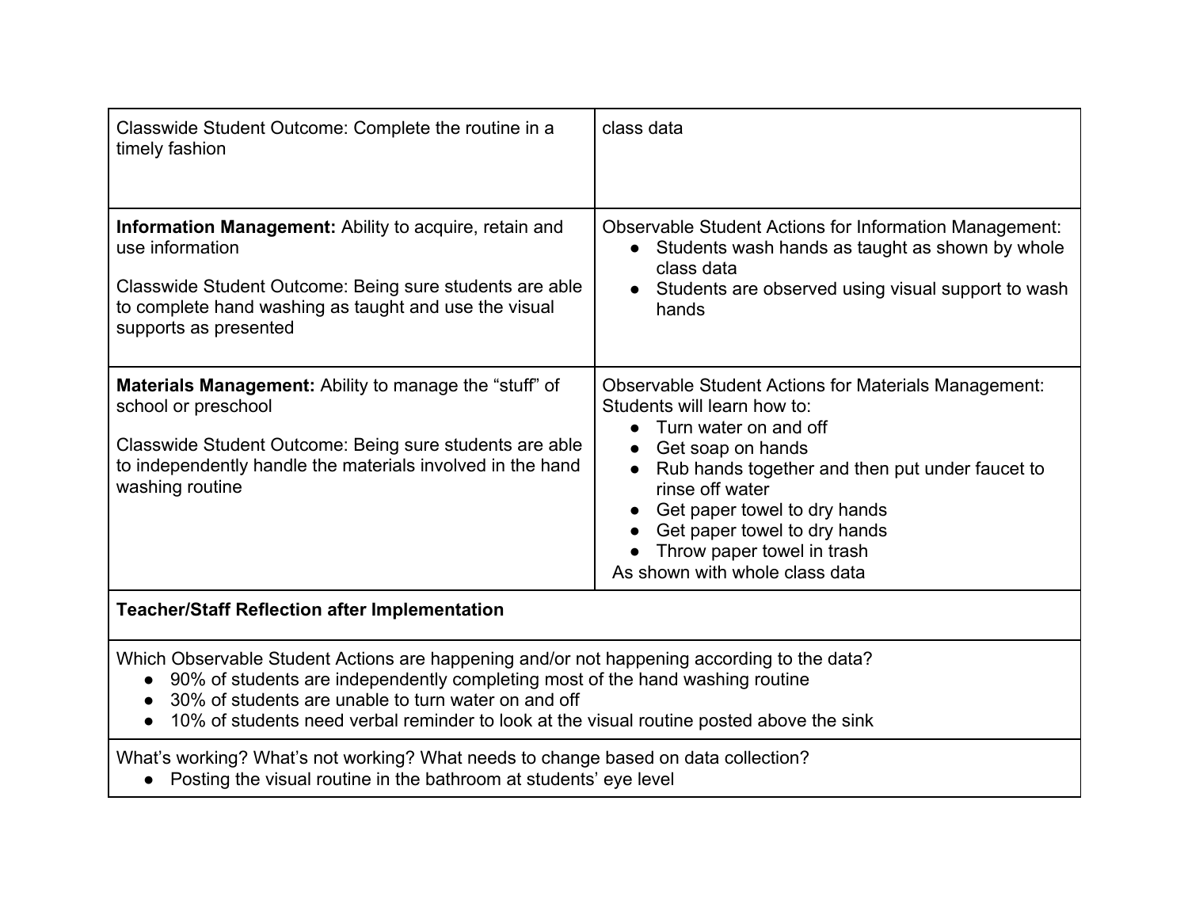| | |
|---|---|
| Classwide Student Outcome: Complete the routine in a timely fashion | class data |
| **Information Management:** Ability to acquire, retain and use information<br><br>Classwide Student Outcome: Being sure students are able to complete hand washing as taught and use the visual supports as presented | Observable Student Actions for Information Management:<br>● Students wash hands as taught as shown by whole class data<br>● Students are observed using visual support to wash hands |
| **Materials Management:** Ability to manage the "stuff" of school or preschool<br><br>Classwide Student Outcome: Being sure students are able to independently handle the materials involved in the hand washing routine | Observable Student Actions for Materials Management:<br>Students will learn how to:<br>● Turn water on and off<br>● Get soap on hands<br>● Rub hands together and then put under faucet to rinse off water<br>● Get paper towel to dry hands<br>● Get paper towel to dry hands<br>● Throw paper towel in trash<br>As shown with whole class data |
| **Teacher/Staff Reflection after Implementation** | |
| Which Observable Student Actions are happening and/or not happening according to the data?<br>● 90% of students are independently completing most of the hand washing routine<br>● 30% of students are unable to turn water on and off<br>● 10% of students need verbal reminder to look at the visual routine posted above the sink | |
| What's working? What's not working? What needs to change based on data collection?<br>● Posting the visual routine in the bathroom at students' eye level | |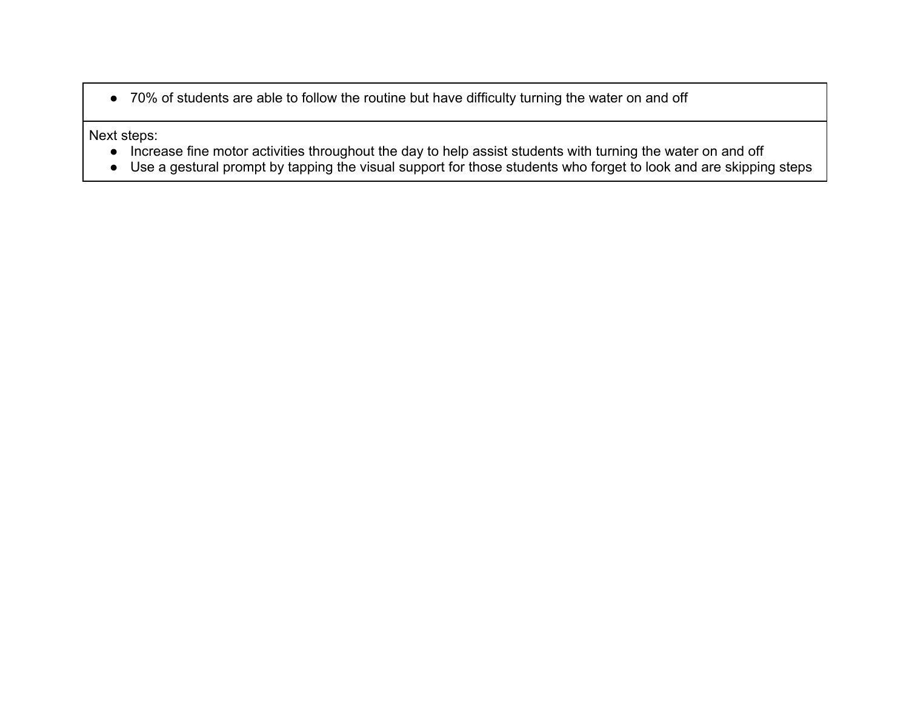- 70% of students are able to follow the routine but have difficulty turning the water on and off

Next steps:

- Increase fine motor activities throughout the day to help assist students with turning the water on and off
- Use a gestural prompt by tapping the visual support for those students who forget to look and are skipping steps